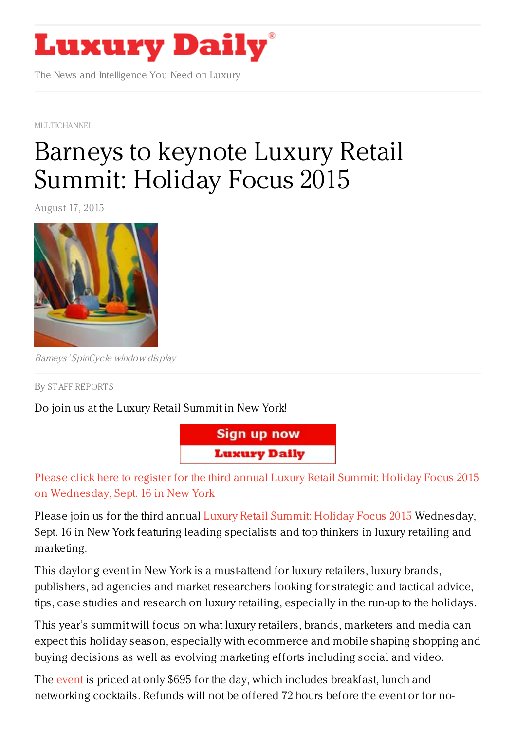# Luxury Daily

The News and Intelligence You Need on Luxury

MULTICHANNEL

# Barneys to keynote Luxury Retail Summit: Holiday Focus 2015

August 17, 2015

*Barneys' SpinCycle window display*

By STAFF REPORTS

Do join us at the Luxury Retail Summit in New York!

Sign up now Luxury Daily

Please click here to register for the third annual Luxury Retail Summit: Holiday Focus 2015 on Wednesday, Sept. 16 in New York

Please join us for the third annual Luxury Retail Summit: Holiday Focus 2015 Wednesday, Sept. 16 in New York featuring leading specialists and top thinkers in luxury retailing and marketing.

This daylong event in New York is a must-attend for luxury retailers, luxury brands, publishers, ad agencies and market researchers looking for strategic and tactical advice, tips, case studies and research on luxury retailing, especially in the run-up to the holidays.

This year's summit will focus on what luxury retailers, brands, marketers and media can expect this holiday season, especially with ecommerce and mobile shaping shopping and buying decisions as well as evolving marketing efforts including social and video.

The event is priced at only $695 for the day, which includes breakfast, lunch and networking cocktails. Refunds will not be offered 72 hours before the event or for no-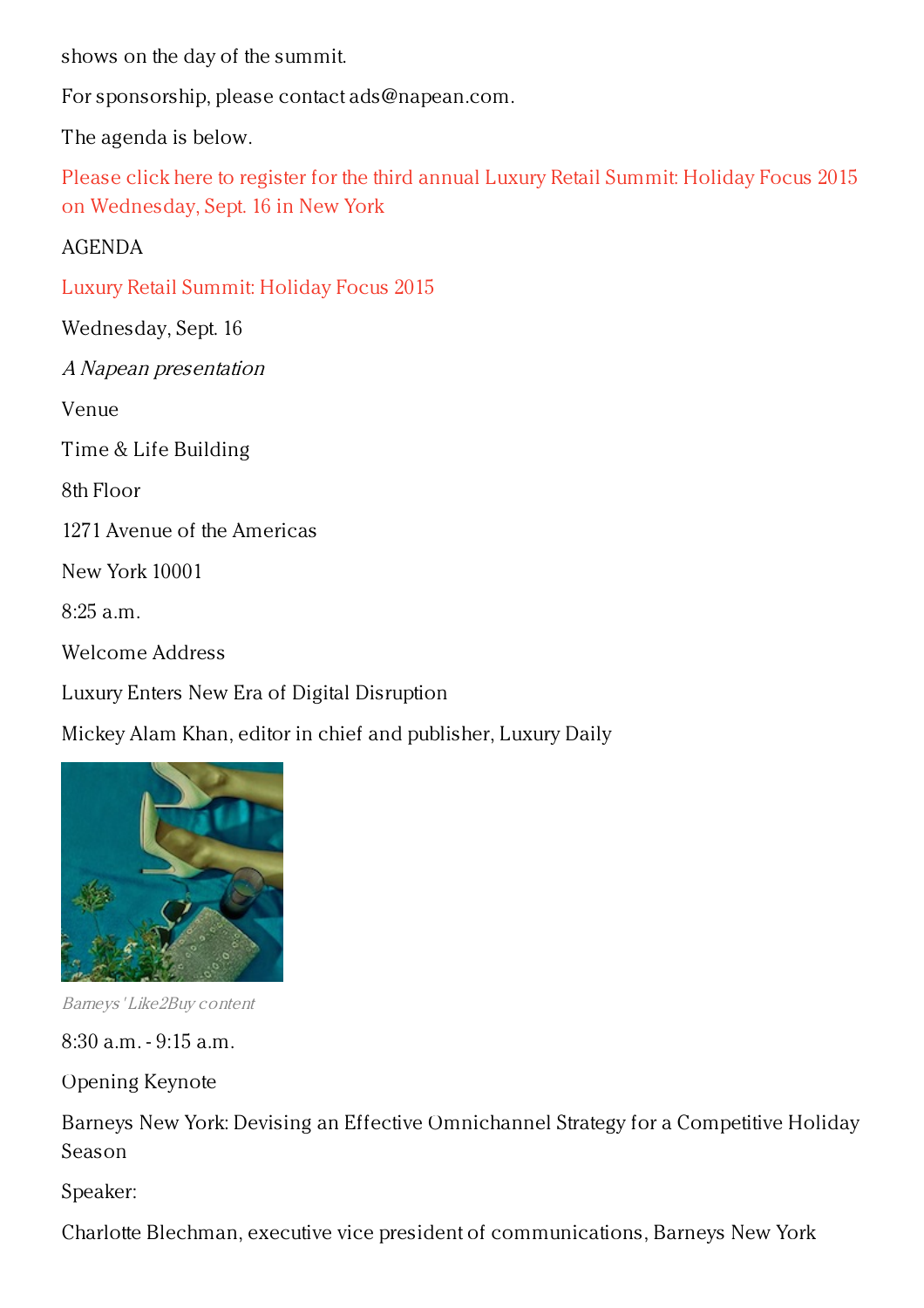shows on the day of the summit.

For sponsorship, please contact ads@napean.com.

The agenda is below.

Please click here to register for the third annual Luxury Retail Summit: Holiday Focus 2015 on Wednesday, Sept. 16 in New York

AGENDA

Luxury Retail Summit: Holiday Focus 2015

Wednesday, Sept. 16

*A Napean presentation*

Venue

Time & Life Building

8th Floor

1271 Avenue of the Americas

New York 10001

8:25 a.m.

Welcome Address

Luxury Enters New Era of Digital Disruption

Mickey Alam Khan, editor in chief and publisher, Luxury Daily

*Barneys' Like2Buy content*

8:30 a.m. - 9:15 a.m.

Opening Keynote

Barneys New York: Devising an Effective Omnichannel Strategy for a Competitive Holiday Season

Speaker:

Charlotte Blechman, executive vice president of communications, Barneys New York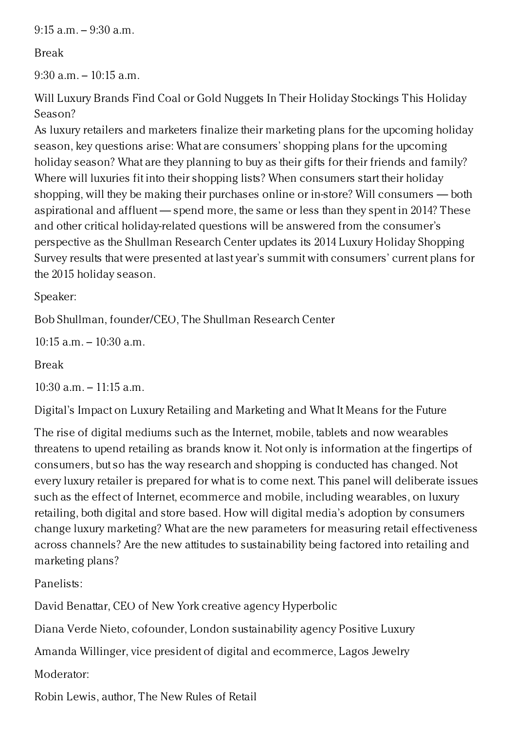9:15 a.m. – 9:30 a.m.

Break

9:30 a.m. – 10:15 a.m.

Will Luxury Brands Find Coal or Gold Nuggets In Their Holiday Stockings This Holiday Season?

As luxury retailers and marketers finalize their marketing plans for the upcoming holiday season, key questions arise: What are consumers' shopping plans for the upcoming holiday season? What are they planning to buy as their gifts for their friends and family? Where will luxuries fit into their shopping lists? When consumers start their holiday shopping, will they be making their purchases online or in-store? Will consumers — both aspirational and affluent — spend more, the same or less than they spent in 2014? These and other critical holiday-related questions will be answered from the consumer's perspective as the Shullman Research Center updates its 2014 Luxury Holiday Shopping Survey results that were presented at last year's summit with consumers' current plans for the 2015 holiday season.

Speaker:

Bob Shullman, founder/CEO, The Shullman Research Center

10:15 a.m. – 10:30 a.m.

Break

10:30 a.m. – 11:15 a.m.

Digital's Impact on Luxury Retailing and Marketing and What It Means for the Future

The rise of digital mediums such as the Internet, mobile, tablets and now wearables threatens to upend retailing as brands know it. Not only is information at the fingertips of consumers, but so has the way research and shopping is conducted has changed. Not every luxury retailer is prepared for what is to come next. This panel will deliberate issues such as the effect of Internet, ecommerce and mobile, including wearables, on luxury retailing, both digital and store based. How will digital media's adoption by consumers change luxury marketing? What are the new parameters for measuring retail effectiveness across channels? Are the new attitudes to sustainability being factored into retailing and marketing plans?

Panelists:

David Benattar, CEO of New York creative agency Hyperbolic

Diana Verde Nieto, cofounder, London sustainability agency Positive Luxury

Amanda Willinger, vice president of digital and ecommerce, Lagos Jewelry

Moderator:

Robin Lewis, author, The New Rules of Retail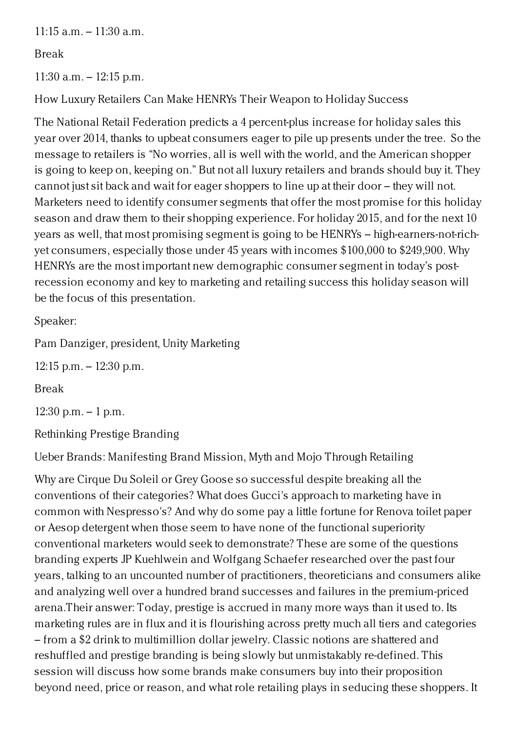11:15 a.m. – 11:30 a.m.

Break

11:30 a.m. – 12:15 p.m.

How Luxury Retailers Can Make HENRYs Their Weapon to Holiday Success

The National Retail Federation predicts a 4 percent-plus increase for holiday sales this year over 2014, thanks to upbeat consumers eager to pile up presents under the tree.  So the message to retailers is "No worries, all is well with the world, and the American shopper is going to keep on, keeping on." But not all luxury retailers and brands should buy it. They cannot just sit back and wait for eager shoppers to line up at their door – they will not. Marketers need to identify consumer segments that offer the most promise for this holiday season and draw them to their shopping experience. For holiday 2015, and for the next 10 years as well, that most promising segment is going to be HENRYs – high-earners-not-rich-yet consumers, especially those under 45 years with incomes $100,000 to $249,900. Why HENRYs are the most important new demographic consumer segment in today's post-recession economy and key to marketing and retailing success this holiday season will be the focus of this presentation.

Speaker:

Pam Danziger, president, Unity Marketing

12:15 p.m. – 12:30 p.m.

Break

12:30 p.m. – 1 p.m.

Rethinking Prestige Branding

Ueber Brands: Manifesting Brand Mission, Myth and Mojo Through Retailing

Why are Cirque Du Soleil or Grey Goose so successful despite breaking all the conventions of their categories? What does Gucci's approach to marketing have in common with Nespresso's? And why do some pay a little fortune for Renova toilet paper or Aesop detergent when those seem to have none of the functional superiority conventional marketers would seek to demonstrate? These are some of the questions branding experts JP Kuehlwein and Wolfgang Schaefer researched over the past four years, talking to an uncounted number of practitioners, theoreticians and consumers alike and analyzing well over a hundred brand successes and failures in the premium-priced arena.Their answer: Today, prestige is accrued in many more ways than it used to. Its marketing rules are in flux and it is flourishing across pretty much all tiers and categories – from a $2 drink to multimillion dollar jewelry. Classic notions are shattered and reshuffled and prestige branding is being slowly but unmistakably re-defined. This session will discuss how some brands make consumers buy into their proposition beyond need, price or reason, and what role retailing plays in seducing these shoppers. It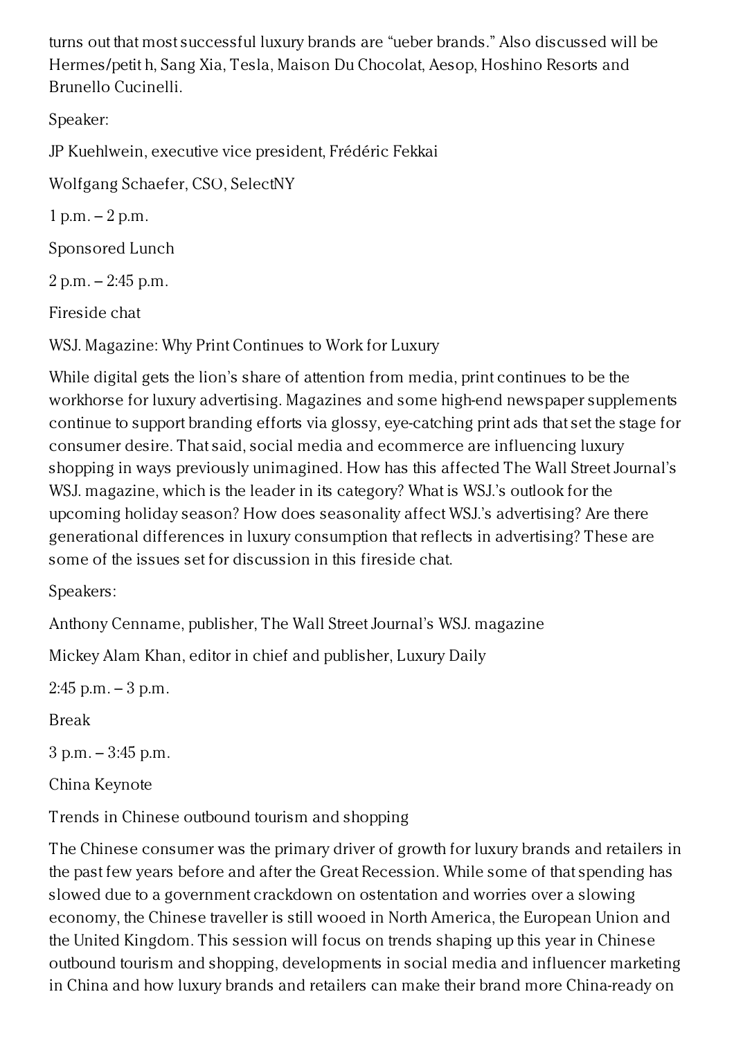turns out that most successful luxury brands are "ueber brands." Also discussed will be Hermes/petit h, Sang Xia, Tesla, Maison Du Chocolat, Aesop, Hoshino Resorts and Brunello Cucinelli.

Speaker:

JP Kuehlwein, executive vice president, Frédéric Fekkai

Wolfgang Schaefer, CSO, SelectNY

1 p.m. – 2 p.m.

Sponsored Lunch

2 p.m. – 2:45 p.m.

Fireside chat

WSJ. Magazine: Why Print Continues to Work for Luxury

While digital gets the lion's share of attention from media, print continues to be the workhorse for luxury advertising. Magazines and some high-end newspaper supplements continue to support branding efforts via glossy, eye-catching print ads that set the stage for consumer desire. That said, social media and ecommerce are influencing luxury shopping in ways previously unimagined. How has this affected The Wall Street Journal's WSJ. magazine, which is the leader in its category? What is WSJ.'s outlook for the upcoming holiday season? How does seasonality affect WSJ.'s advertising? Are there generational differences in luxury consumption that reflects in advertising? These are some of the issues set for discussion in this fireside chat.

Speakers:

Anthony Cenname, publisher, The Wall Street Journal's WSJ. magazine

Mickey Alam Khan, editor in chief and publisher, Luxury Daily

2:45 p.m. – 3 p.m.

Break

3 p.m. – 3:45 p.m.

China Keynote

Trends in Chinese outbound tourism and shopping

The Chinese consumer was the primary driver of growth for luxury brands and retailers in the past few years before and after the Great Recession. While some of that spending has slowed due to a government crackdown on ostentation and worries over a slowing economy, the Chinese traveller is still wooed in North America, the European Union and the United Kingdom. This session will focus on trends shaping up this year in Chinese outbound tourism and shopping, developments in social media and influencer marketing in China and how luxury brands and retailers can make their brand more China-ready on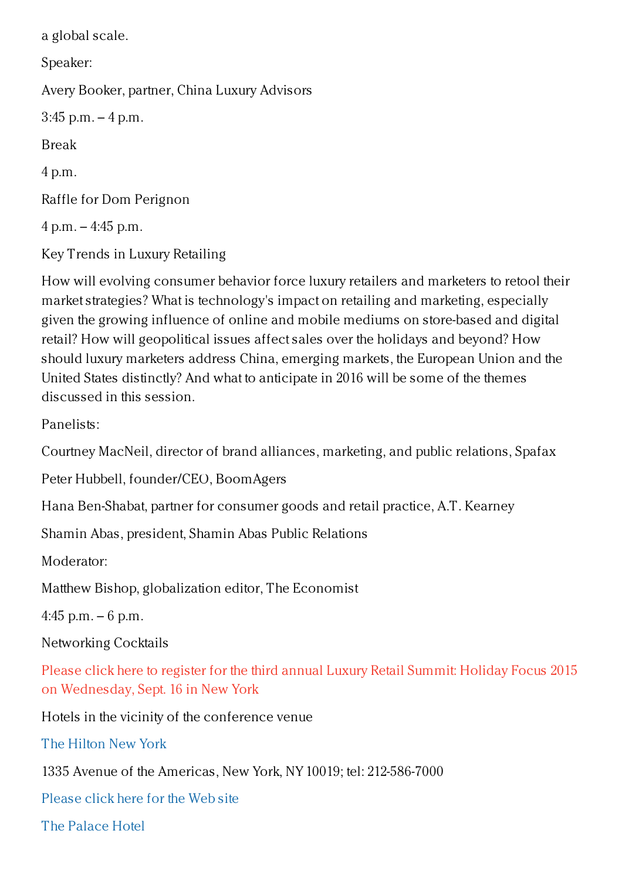a global scale.

Speaker:

Avery Booker, partner, China Luxury Advisors

3:45 p.m. – 4 p.m.

Break

4 p.m.

Raffle for Dom Perignon

4 p.m. – 4:45 p.m.

Key Trends in Luxury Retailing

How will evolving consumer behavior force luxury retailers and marketers to retool their market strategies? What is technology's impact on retailing and marketing, especially given the growing influence of online and mobile mediums on store-based and digital retail? How will geopolitical issues affect sales over the holidays and beyond? How should luxury marketers address China, emerging markets, the European Union and the United States distinctly? And what to anticipate in 2016 will be some of the themes discussed in this session.

Panelists:

Courtney MacNeil, director of brand alliances, marketing, and public relations, Spafax

Peter Hubbell, founder/CEO, BoomAgers

Hana Ben-Shabat, partner for consumer goods and retail practice, A.T. Kearney

Shamin Abas, president, Shamin Abas Public Relations

Moderator:

Matthew Bishop, globalization editor, The Economist

4:45 p.m. – 6 p.m.

Networking Cocktails

Please click here to register for the third annual Luxury Retail Summit: Holiday Focus 2015 on Wednesday, Sept. 16 in New York

Hotels in the vicinity of the conference venue

The Hilton New York

1335 Avenue of the Americas, New York, NY 10019; tel: 212-586-7000

Please click here for the Web site

The Palace Hotel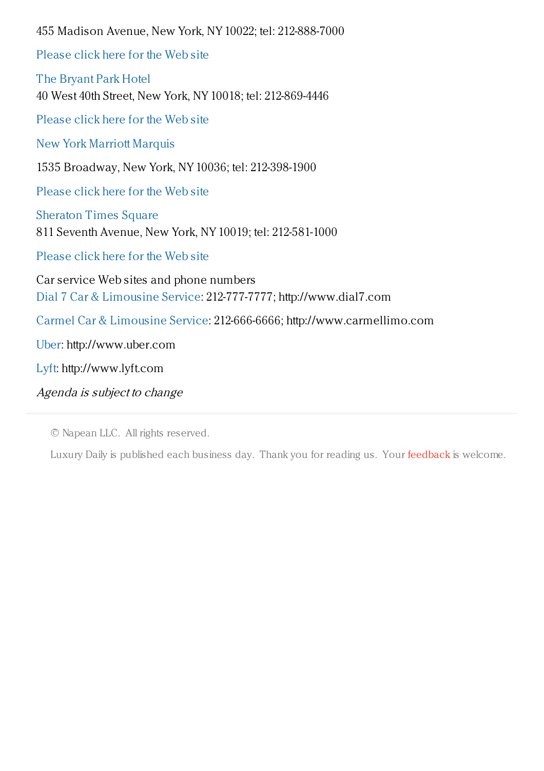455 Madison Avenue, New York, NY 10022; tel: 212-888-7000

Please click here for the Web site

The Bryant Park Hotel
40 West 40th Street, New York, NY 10018; tel: 212-869-4446

Please click here for the Web site

New York Marriott Marquis

1535 Broadway, New York, NY 10036; tel: 212-398-1900

Please click here for the Web site

Sheraton Times Square
811 Seventh Avenue, New York, NY 10019; tel: 212-581-1000

Please click here for the Web site

Car service Web sites and phone numbers
Dial 7 Car & Limousine Service: 212-777-7777; http://www.dial7.com

Carmel Car & Limousine Service: 212-666-6666; http://www.carmellimo.com

Uber: http://www.uber.com

Lyft: http://www.lyft.com

*Agenda is subject to change*

---

© Napean LLC. All rights reserved.

Luxury Daily is published each business day. Thank you for reading us. Your feedback is welcome.